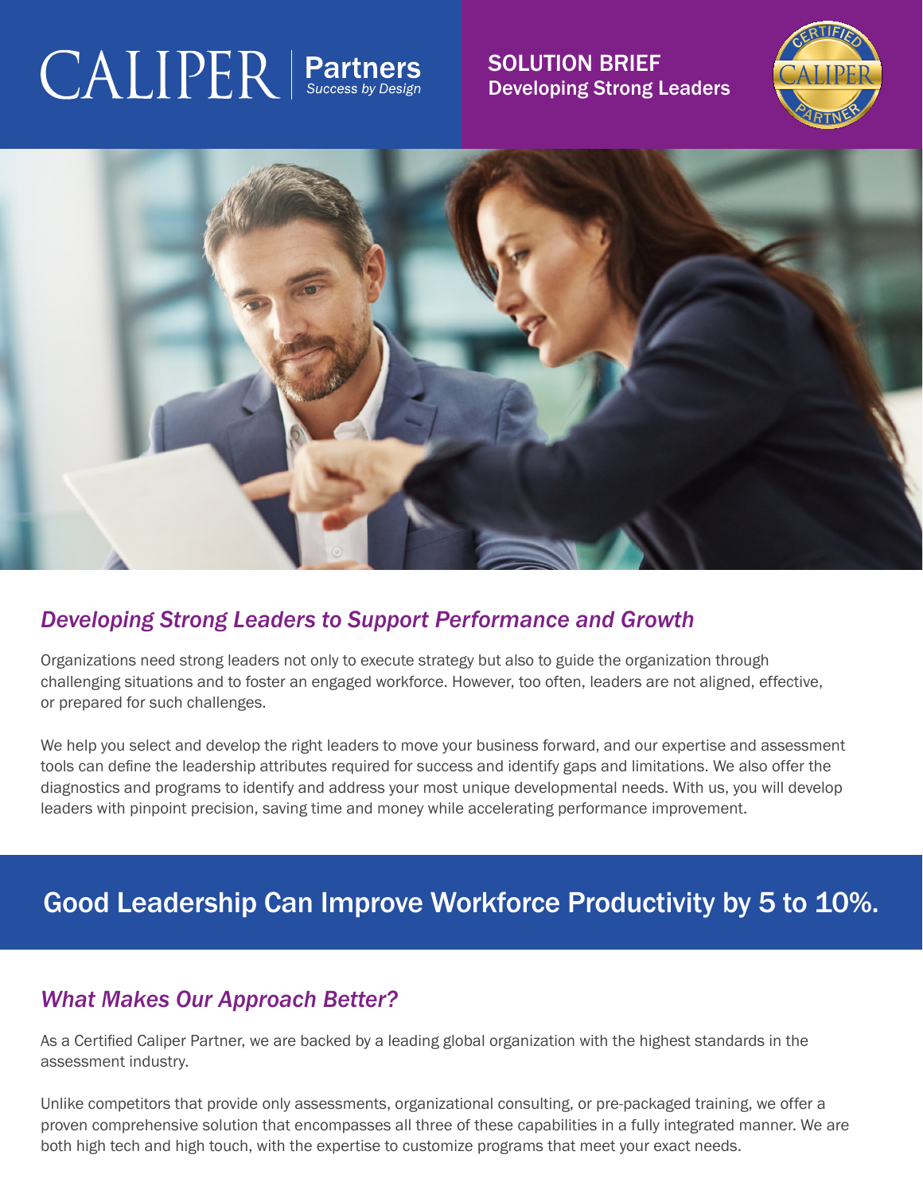CALIPER | Partners
Success by Design

SOLUTION BRIEF
Developing Strong Leaders

## *Developing Strong Leaders to Support Performance and Growth*

Organizations need strong leaders not only to execute strategy but also to guide the organization through challenging situations and to foster an engaged workforce. However, too often, leaders are not aligned, effective, or prepared for such challenges.

We help you select and develop the right leaders to move your business forward, and our expertise and assessment tools can define the leadership attributes required for success and identify gaps and limitations. We also offer the diagnostics and programs to identify and address your most unique developmental needs. With us, you will develop leaders with pinpoint precision, saving time and money while accelerating performance improvement.

## Good Leadership Can Improve Workforce Productivity by 5 to 10%.

## *What Makes Our Approach Better?*

As a Certified Caliper Partner, we are backed by a leading global organization with the highest standards in the assessment industry.

Unlike competitors that provide only assessments, organizational consulting, or pre-packaged training, we offer a proven comprehensive solution that encompasses all three of these capabilities in a fully integrated manner. We are both high tech and high touch, with the expertise to customize programs that meet your exact needs.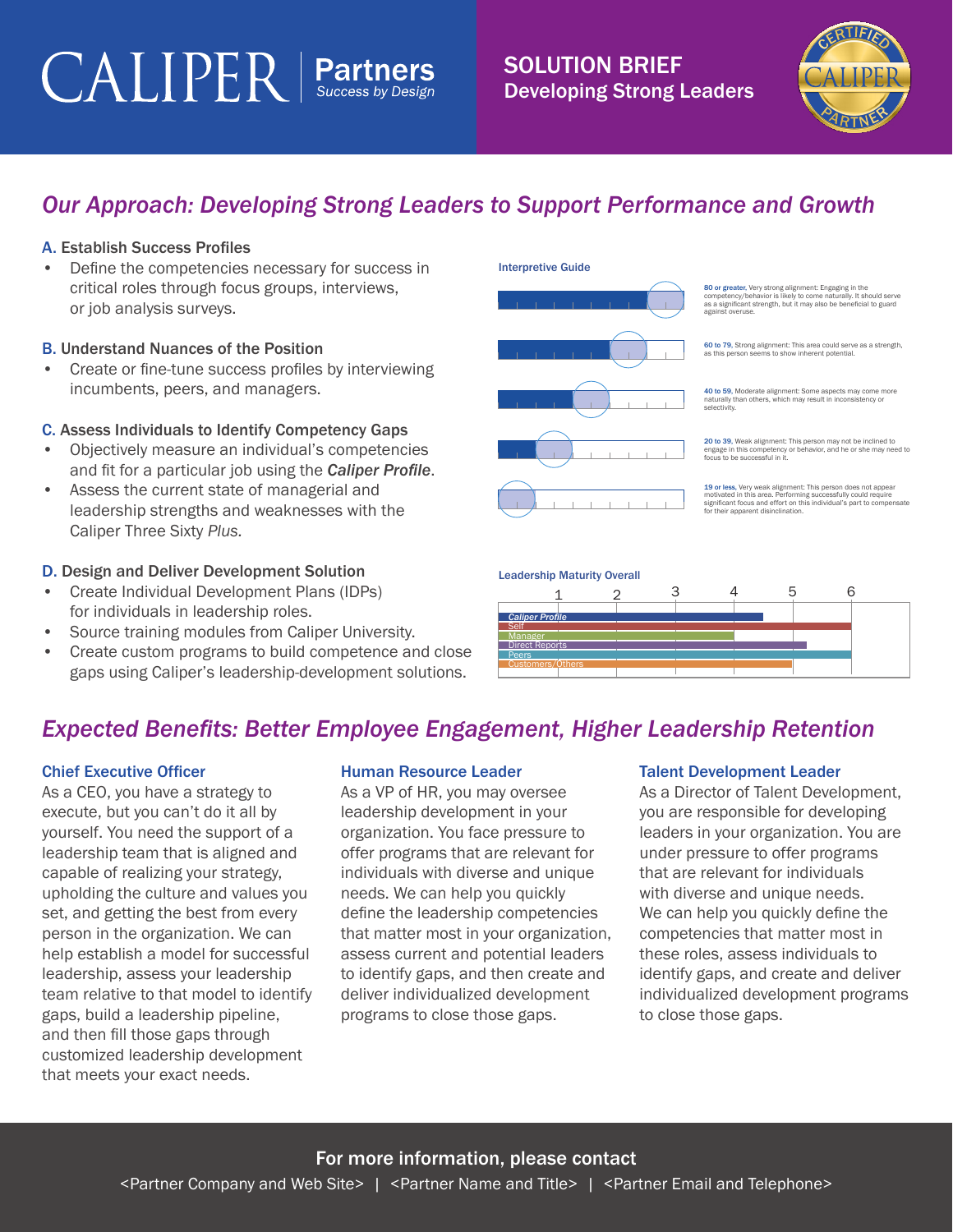CALIPER | Partners
*Success by Design*

SOLUTION BRIEF
Developing Strong Leaders

## *Our Approach: Developing Strong Leaders to Support Performance and Growth*

### A. Establish Success Profiles

- Define the competencies necessary for success in critical roles through focus groups, interviews, or job analysis surveys.

### B. Understand Nuances of the Position

- Create or fine-tune success profiles by interviewing incumbents, peers, and managers.

### C. Assess Individuals to Identify Competency Gaps

- Objectively measure an individual's competencies and fit for a particular job using the ***Caliper Profile***.
- Assess the current state of managerial and leadership strengths and weaknesses with the Caliper Three Sixty *Plus*.

### D. Design and Deliver Development Solution

- Create Individual Development Plans (IDPs) for individuals in leadership roles.
- Source training modules from Caliper University.
- Create custom programs to build competence and close gaps using Caliper's leadership-development solutions.

Interpretive Guide

**80 or greater.** Very strong alignment: Engaging in the competency/behavior is likely to come naturally. It should serve as a significant strength, but it may also be beneficial to guard against overuse.

**60 to 79.** Strong alignment: This area could serve as a strength, as this person seems to show inherent potential.

**40 to 59.** Moderate alignment: Some aspects may come more naturally than others, which may result in inconsistency or selectivity.

**20 to 39.** Weak alignment: This person may not be inclined to engage in this competency or behavior, and he or she may need to focus to be successful in it.

**19 or less.** Very weak alignment: This person does not appear motivated in this area. Performing successfully could require significant focus and effort on this individual's part to compensate for their apparent disinclination.

Leadership Maturity Overall

1 2 3 4 5 6

Caliper Profile
Self
Manager
Direct Reports
Peers
Customers/Others

## *Expected Benefits: Better Employee Engagement, Higher Leadership Retention*

### Chief Executive Officer

As a CEO, you have a strategy to execute, but you can't do it all by yourself. You need the support of a leadership team that is aligned and capable of realizing your strategy, upholding the culture and values you set, and getting the best from every person in the organization. We can help establish a model for successful leadership, assess your leadership team relative to that model to identify gaps, build a leadership pipeline, and then fill those gaps through customized leadership development that meets your exact needs.

### Human Resource Leader

As a VP of HR, you may oversee leadership development in your organization. You face pressure to offer programs that are relevant for individuals with diverse and unique needs. We can help you quickly define the leadership competencies that matter most in your organization, assess current and potential leaders to identify gaps, and then create and deliver individualized development programs to close those gaps.

### Talent Development Leader

As a Director of Talent Development, you are responsible for developing leaders in your organization. You are under pressure to offer programs that are relevant for individuals with diverse and unique needs. We can help you quickly define the competencies that matter most in these roles, assess individuals to identify gaps, and create and deliver individualized development programs to close those gaps.

**For more information, please contact**

<Partner Company and Web Site> | <Partner Name and Title> | <Partner Email and Telephone>